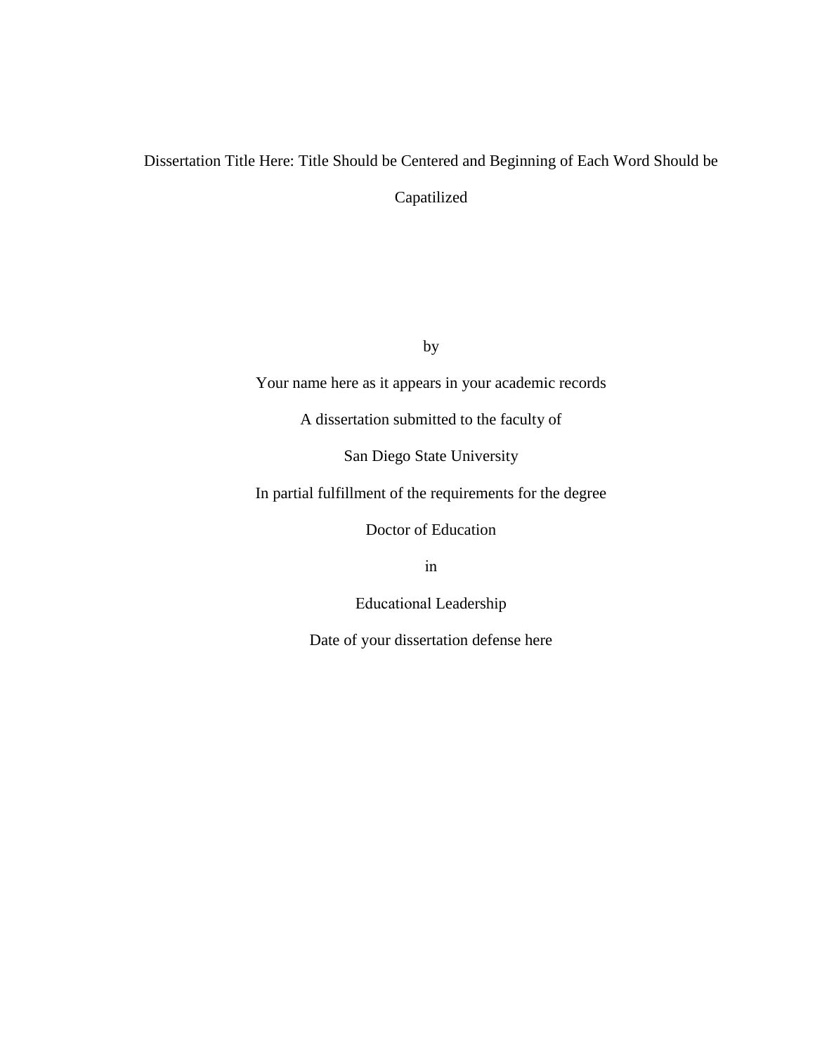Dissertation Title Here: Title Should be Centered and Beginning of Each Word Should be Capatilized

by

Your name here as it appears in your academic records

A dissertation submitted to the faculty of

San Diego State University

In partial fulfillment of the requirements for the degree

Doctor of Education

in

Educational Leadership

Date of your dissertation defense here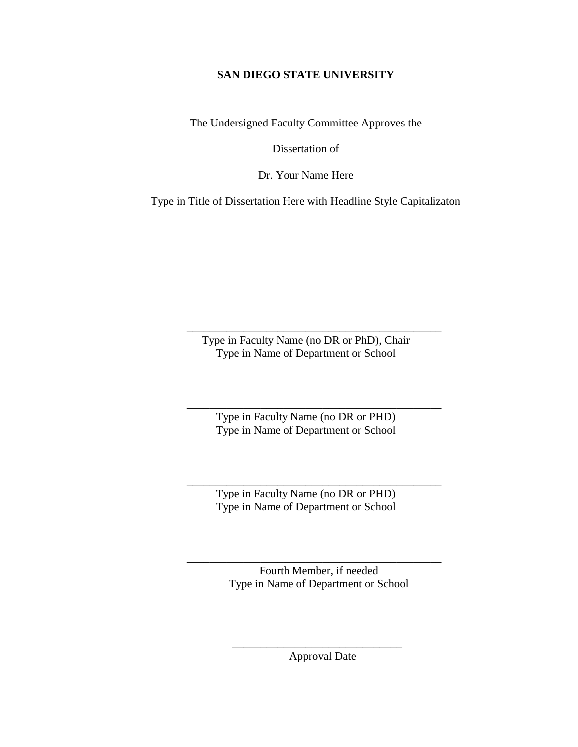**SAN DIEGO STATE UNIVERSITY**

The Undersigned Faculty Committee Approves the

Dissertation of

Dr. Your Name Here

Type in Title of Dissertation Here with Headline Style Capitalizaton

\_\_\_\_\_\_\_\_\_\_\_\_\_\_\_\_\_\_\_\_\_\_\_\_\_\_\_\_\_\_\_\_\_\_\_\_\_\_\_\_\_\_\_\_

Type in Faculty Name (no DR or PhD), Chair
Type in Name of Department or School

\_\_\_\_\_\_\_\_\_\_\_\_\_\_\_\_\_\_\_\_\_\_\_\_\_\_\_\_\_\_\_\_\_\_\_\_\_\_\_\_\_\_\_\_

Type in Faculty Name (no DR or PHD)
Type in Name of Department or School

\_\_\_\_\_\_\_\_\_\_\_\_\_\_\_\_\_\_\_\_\_\_\_\_\_\_\_\_\_\_\_\_\_\_\_\_\_\_\_\_\_\_\_\_

Type in Faculty Name (no DR or PHD)
Type in Name of Department or School

\_\_\_\_\_\_\_\_\_\_\_\_\_\_\_\_\_\_\_\_\_\_\_\_\_\_\_\_\_\_\_\_\_\_\_\_\_\_\_\_\_\_\_\_

Fourth Member, if needed
Type in Name of Department or School

\_\_\_\_\_\_\_\_\_\_\_\_\_\_\_\_\_\_\_\_\_\_\_\_\_\_\_\_\_\_

Approval Date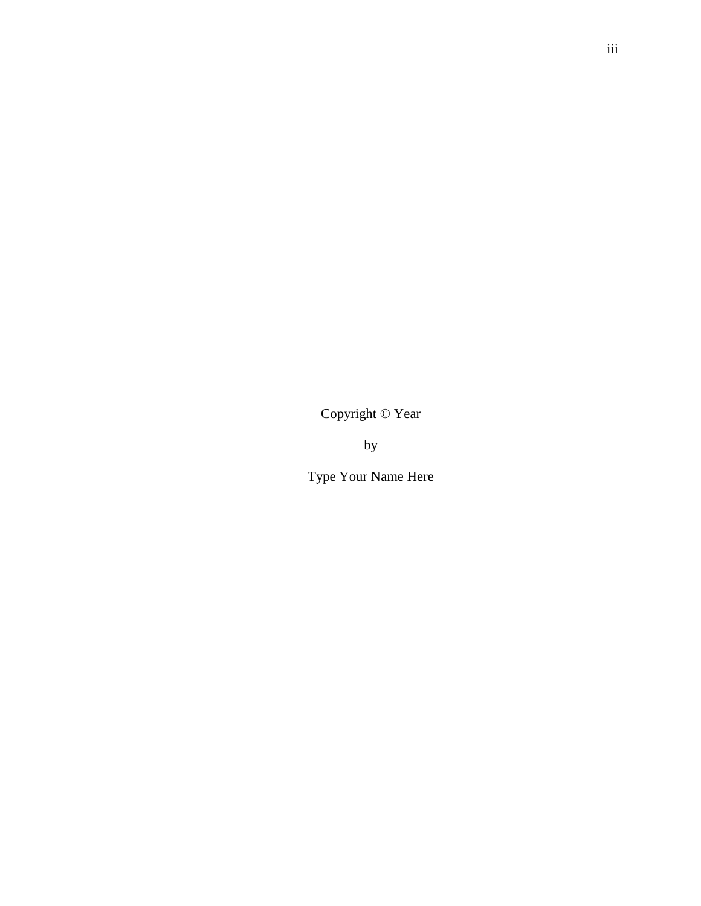Copyright © Year

by

Type Your Name Here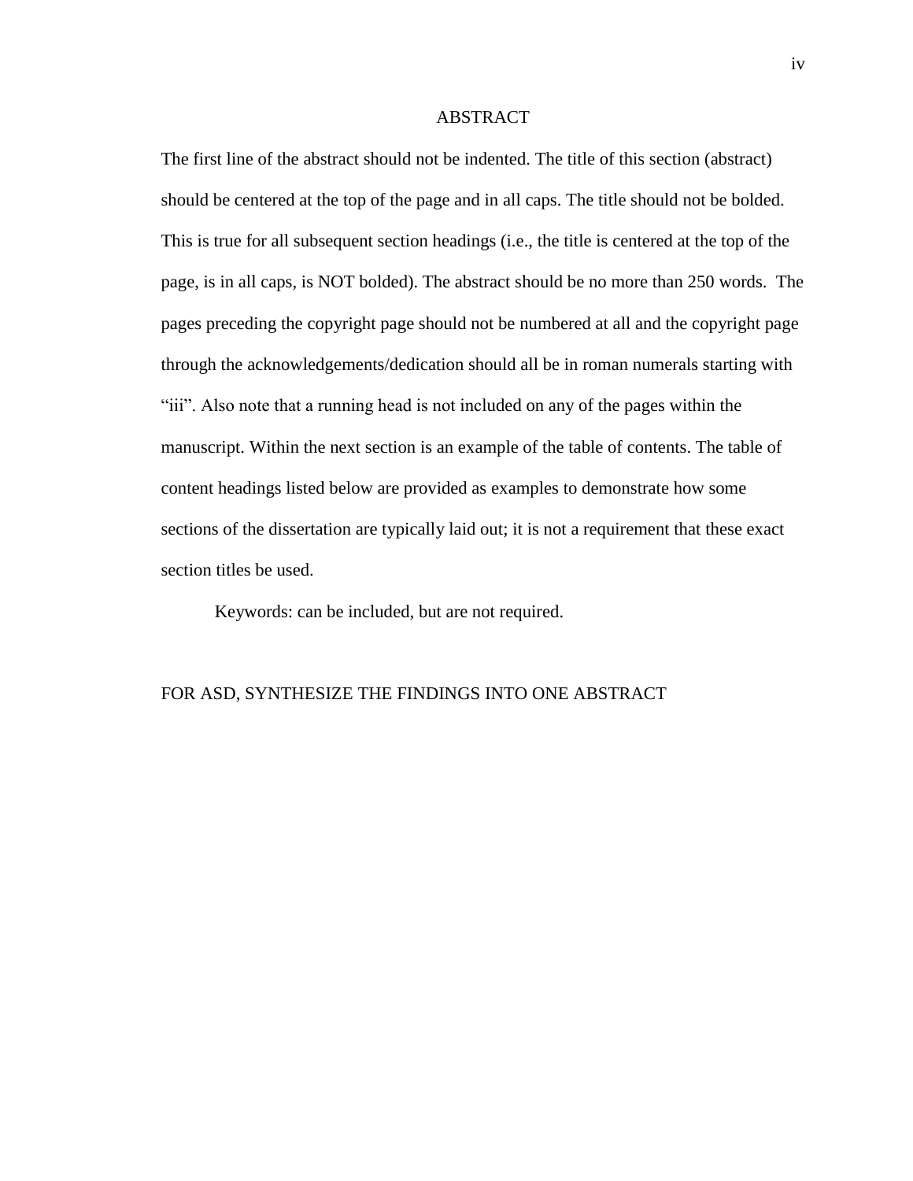# ABSTRACT

The first line of the abstract should not be indented. The title of this section (abstract) should be centered at the top of the page and in all caps. The title should not be bolded. This is true for all subsequent section headings (i.e., the title is centered at the top of the page, is in all caps, is NOT bolded). The abstract should be no more than 250 words. The pages preceding the copyright page should not be numbered at all and the copyright page through the acknowledgements/dedication should all be in roman numerals starting with "iii". Also note that a running head is not included on any of the pages within the manuscript. Within the next section is an example of the table of contents. The table of content headings listed below are provided as examples to demonstrate how some sections of the dissertation are typically laid out; it is not a requirement that these exact section titles be used.

Keywords: can be included, but are not required.

FOR ASD, SYNTHESIZE THE FINDINGS INTO ONE ABSTRACT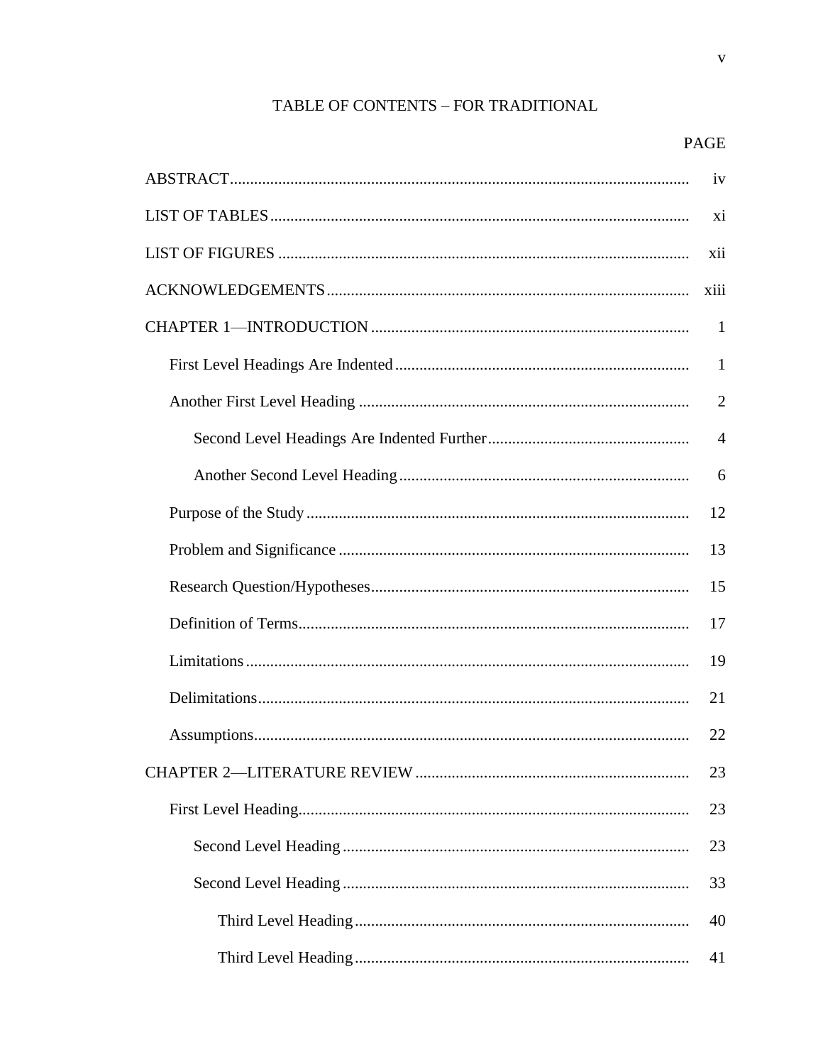# TABLE OF CONTENTS – FOR TRADITIONAL

| | PAGE |
|---|---|
| ABSTRACT | iv |
| LIST OF TABLES | xi |
| LIST OF FIGURES | xii |
| ACKNOWLEDGEMENTS | xiii |
| CHAPTER 1—INTRODUCTION | 1 |
| First Level Headings Are Indented | 1 |
| Another First Level Heading | 2 |
| Second Level Headings Are Indented Further | 4 |
| Another Second Level Heading | 6 |
| Purpose of the Study | 12 |
| Problem and Significance | 13 |
| Research Question/Hypotheses | 15 |
| Definition of Terms | 17 |
| Limitations | 19 |
| Delimitations | 21 |
| Assumptions | 22 |
| CHAPTER 2—LITERATURE REVIEW | 23 |
| First Level Heading | 23 |
| Second Level Heading | 23 |
| Second Level Heading | 33 |
| Third Level Heading | 40 |
| Third Level Heading | 41 |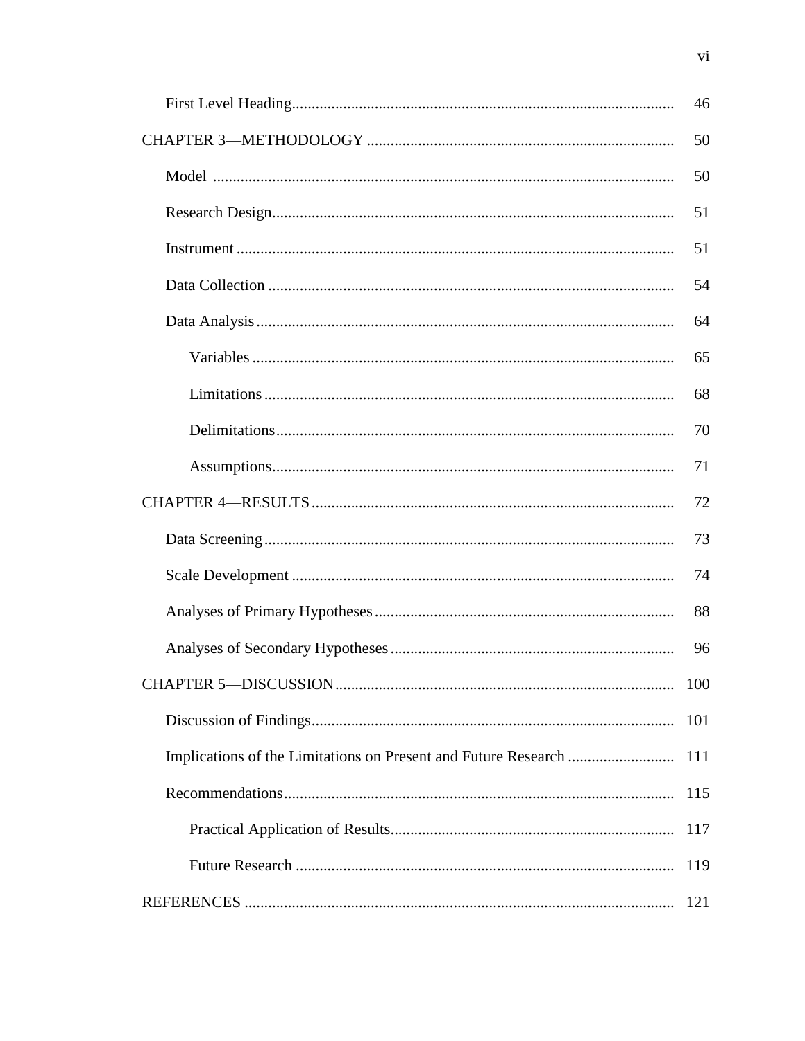| | |
|---|---|
| First Level Heading | 46 |
| CHAPTER 3—METHODOLOGY | 50 |
| Model | 50 |
| Research Design | 51 |
| Instrument | 51 |
| Data Collection | 54 |
| Data Analysis | 64 |
| Variables | 65 |
| Limitations | 68 |
| Delimitations | 70 |
| Assumptions | 71 |
| CHAPTER 4—RESULTS | 72 |
| Data Screening | 73 |
| Scale Development | 74 |
| Analyses of Primary Hypotheses | 88 |
| Analyses of Secondary Hypotheses | 96 |
| CHAPTER 5—DISCUSSION | 100 |
| Discussion of Findings | 101 |
| Implications of the Limitations on Present and Future Research | 111 |
| Recommendations | 115 |
| Practical Application of Results | 117 |
| Future Research | 119 |
| REFERENCES | 121 |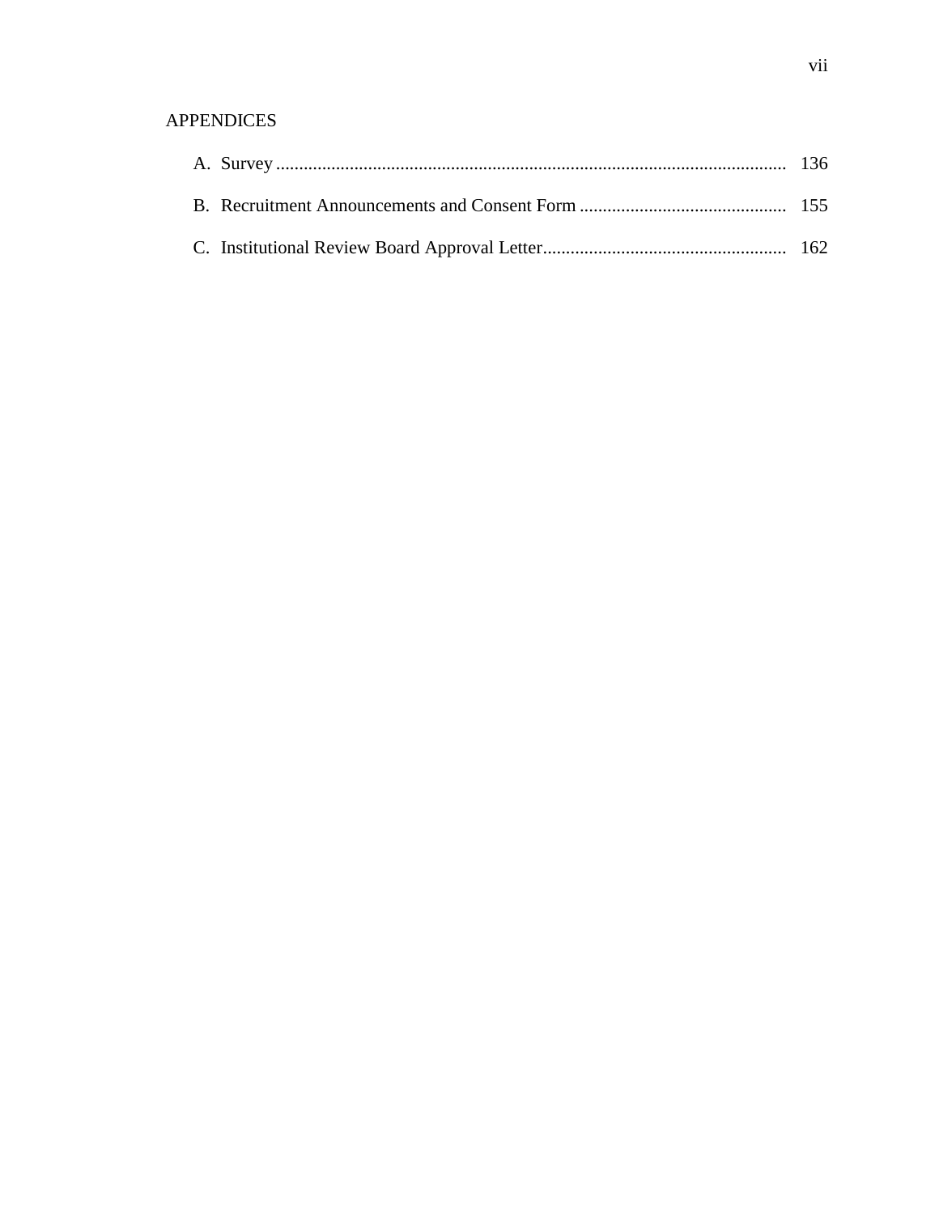APPENDICES

A. Survey ........................................................................................................... 136

B. Recruitment Announcements and Consent Form ............................................. 155

C. Institutional Review Board Approval Letter..................................................... 162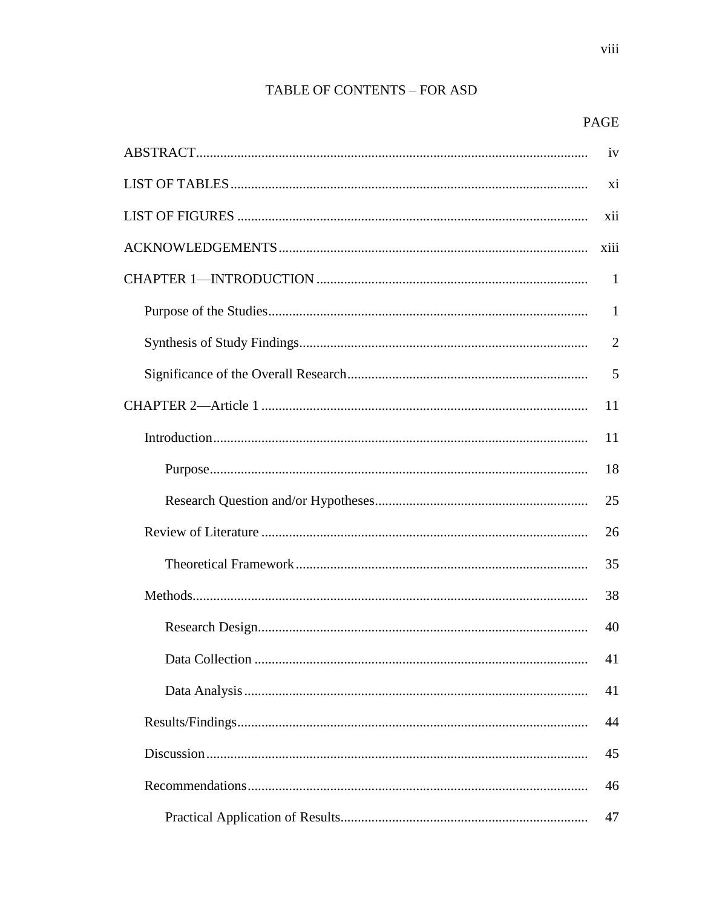# TABLE OF CONTENTS – FOR ASD

| | PAGE |
|---|---|
| ABSTRACT | iv |
| LIST OF TABLES | xi |
| LIST OF FIGURES | xii |
| ACKNOWLEDGEMENTS | xiii |
| CHAPTER 1—INTRODUCTION | 1 |
| Purpose of the Studies | 1 |
| Synthesis of Study Findings | 2 |
| Significance of the Overall Research | 5 |
| CHAPTER 2—Article 1 | 11 |
| Introduction | 11 |
| Purpose | 18 |
| Research Question and/or Hypotheses | 25 |
| Review of Literature | 26 |
| Theoretical Framework | 35 |
| Methods | 38 |
| Research Design | 40 |
| Data Collection | 41 |
| Data Analysis | 41 |
| Results/Findings | 44 |
| Discussion | 45 |
| Recommendations | 46 |
| Practical Application of Results | 47 |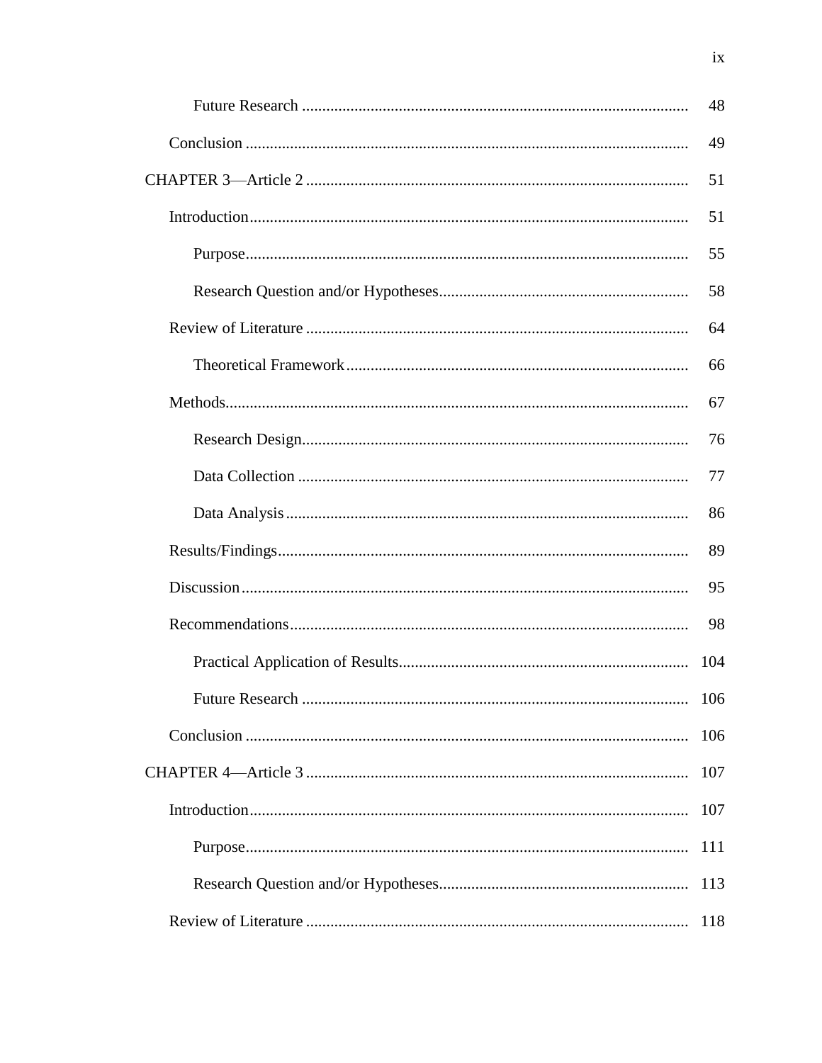| | |
|---|---|
| Future Research | 48 |
| Conclusion | 49 |
| CHAPTER 3—Article 2 | 51 |
| Introduction | 51 |
| Purpose | 55 |
| Research Question and/or Hypotheses | 58 |
| Review of Literature | 64 |
| Theoretical Framework | 66 |
| Methods | 67 |
| Research Design | 76 |
| Data Collection | 77 |
| Data Analysis | 86 |
| Results/Findings | 89 |
| Discussion | 95 |
| Recommendations | 98 |
| Practical Application of Results | 104 |
| Future Research | 106 |
| Conclusion | 106 |
| CHAPTER 4—Article 3 | 107 |
| Introduction | 107 |
| Purpose | 111 |
| Research Question and/or Hypotheses | 113 |
| Review of Literature | 118 |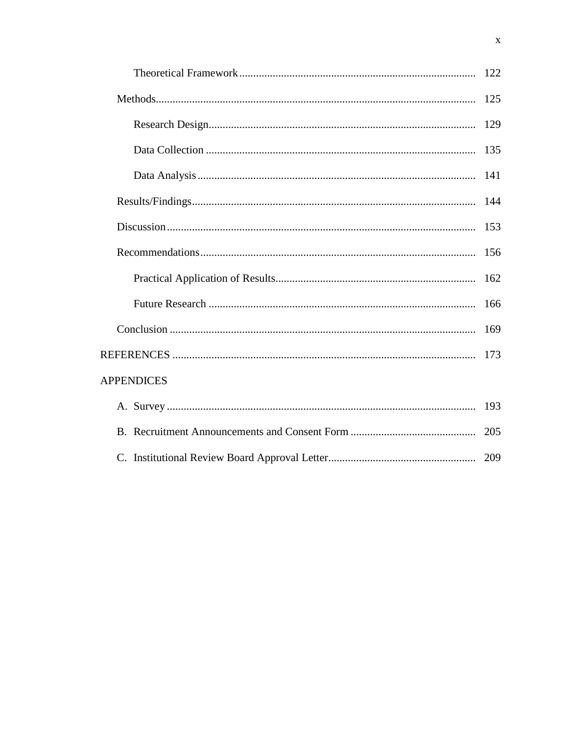Theoretical Framework .................................................................................... 122

Methods.................................................................................................................. 125

Research Design................................................................................................ 129

Data Collection ................................................................................................. 135

Data Analysis .................................................................................................... 141

Results/Findings..................................................................................................... 144

Discussion .............................................................................................................. 153

Recommendations.................................................................................................. 156

Practical Application of Results........................................................................ 162

Future Research ................................................................................................ 166

Conclusion ............................................................................................................. 169

REFERENCES ............................................................................................................ 173

APPENDICES

A. Survey .............................................................................................................. 193

B. Recruitment Announcements and Consent Form ............................................. 205

C. Institutional Review Board Approval Letter..................................................... 209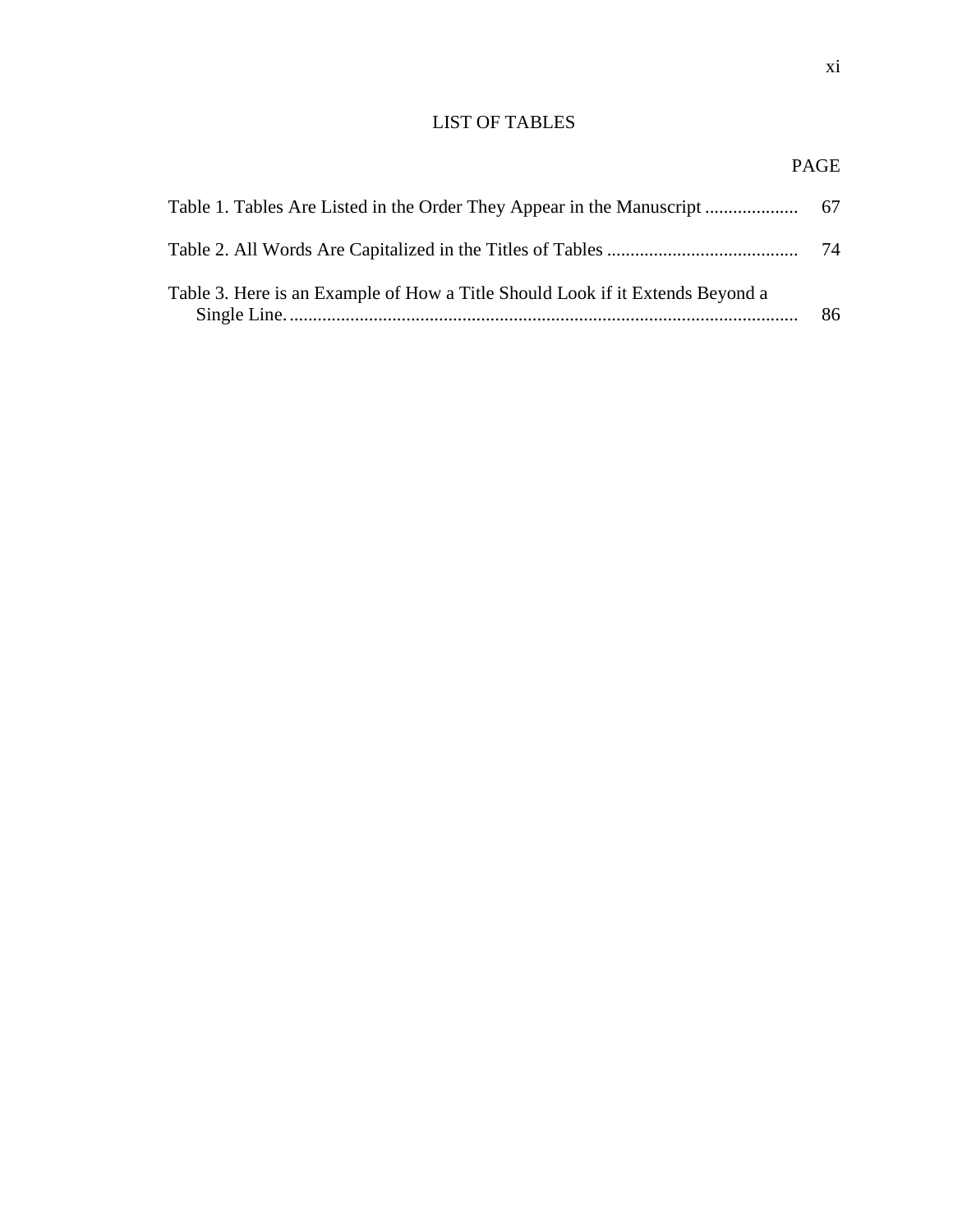# LIST OF TABLES

| | PAGE |
|---|---|
| Table 1. Tables Are Listed in the Order They Appear in the Manuscript | 67 |
| Table 2. All Words Are Capitalized in the Titles of Tables | 74 |
| Table 3. Here is an Example of How a Title Should Look if it Extends Beyond a Single Line. | 86 |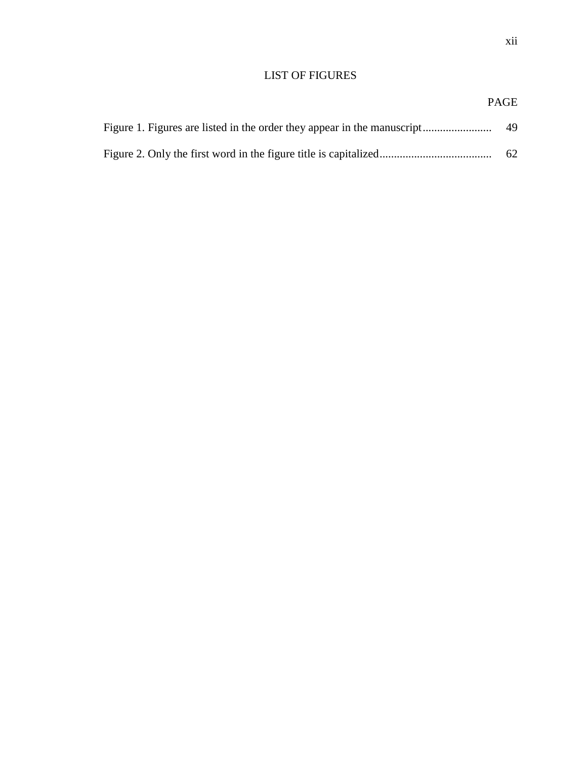# LIST OF FIGURES

| | PAGE |
|---|---|
| Figure 1. Figures are listed in the order they appear in the manuscript | 49 |
| Figure 2. Only the first word in the figure title is capitalized | 62 |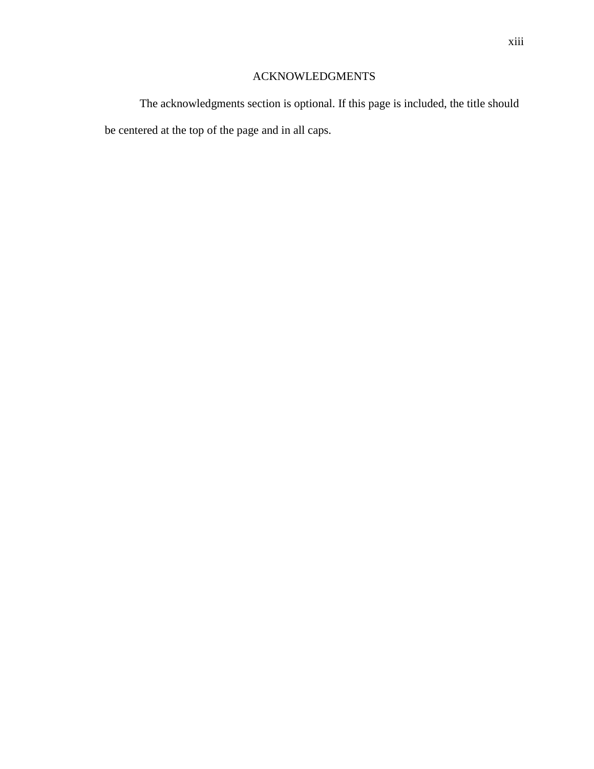# ACKNOWLEDGMENTS

The acknowledgments section is optional. If this page is included, the title should be centered at the top of the page and in all caps.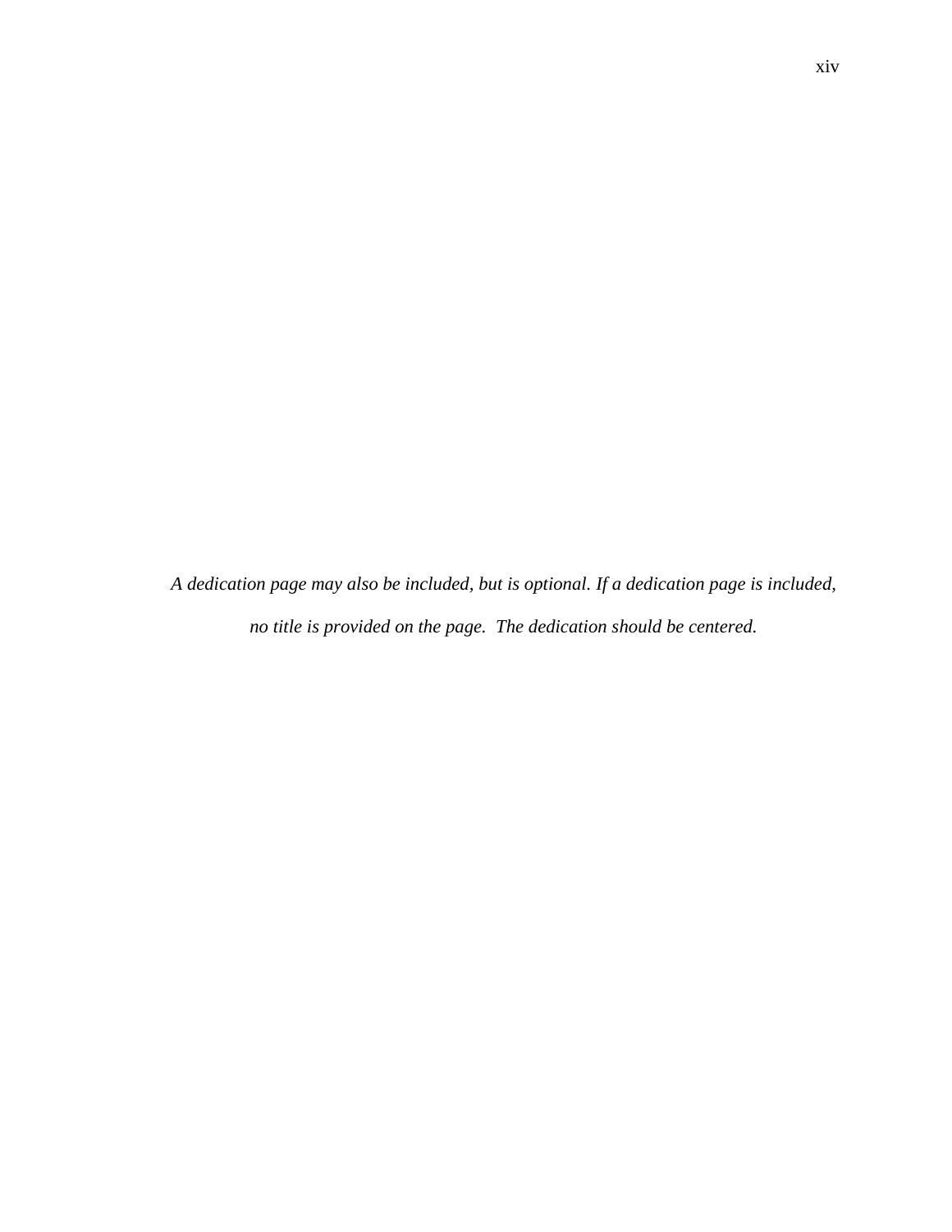*A dedication page may also be included, but is optional. If a dedication page is included, no title is provided on the page. The dedication should be centered.*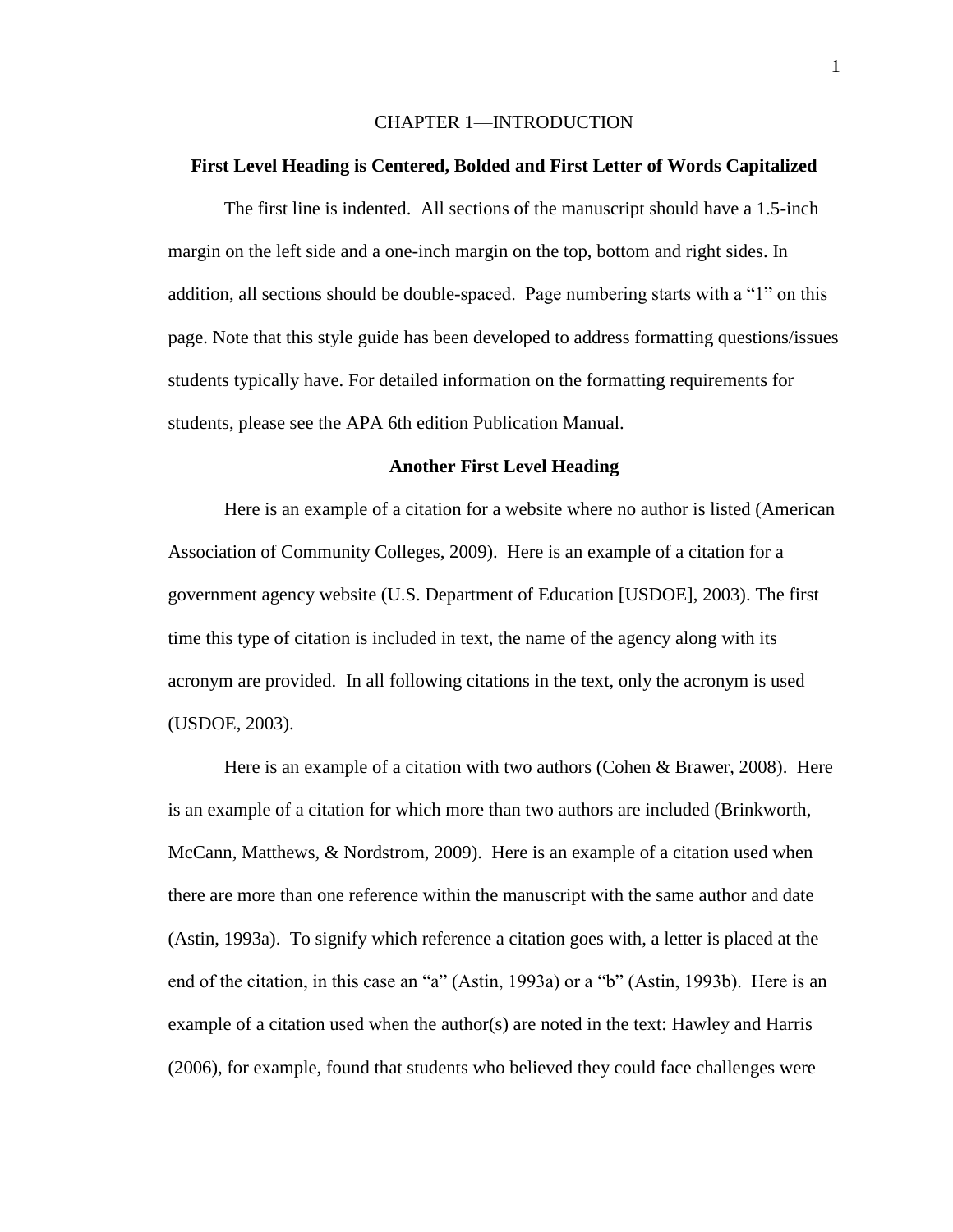# CHAPTER 1—INTRODUCTION

## First Level Heading is Centered, Bolded and First Letter of Words Capitalized

The first line is indented. All sections of the manuscript should have a 1.5-inch margin on the left side and a one-inch margin on the top, bottom and right sides. In addition, all sections should be double-spaced. Page numbering starts with a "1" on this page. Note that this style guide has been developed to address formatting questions/issues students typically have. For detailed information on the formatting requirements for students, please see the APA 6th edition Publication Manual.

## Another First Level Heading

Here is an example of a citation for a website where no author is listed (American Association of Community Colleges, 2009). Here is an example of a citation for a government agency website (U.S. Department of Education [USDOE], 2003). The first time this type of citation is included in text, the name of the agency along with its acronym are provided. In all following citations in the text, only the acronym is used (USDOE, 2003).

Here is an example of a citation with two authors (Cohen & Brawer, 2008). Here is an example of a citation for which more than two authors are included (Brinkworth, McCann, Matthews, & Nordstrom, 2009). Here is an example of a citation used when there are more than one reference within the manuscript with the same author and date (Astin, 1993a). To signify which reference a citation goes with, a letter is placed at the end of the citation, in this case an "a" (Astin, 1993a) or a "b" (Astin, 1993b). Here is an example of a citation used when the author(s) are noted in the text: Hawley and Harris (2006), for example, found that students who believed they could face challenges were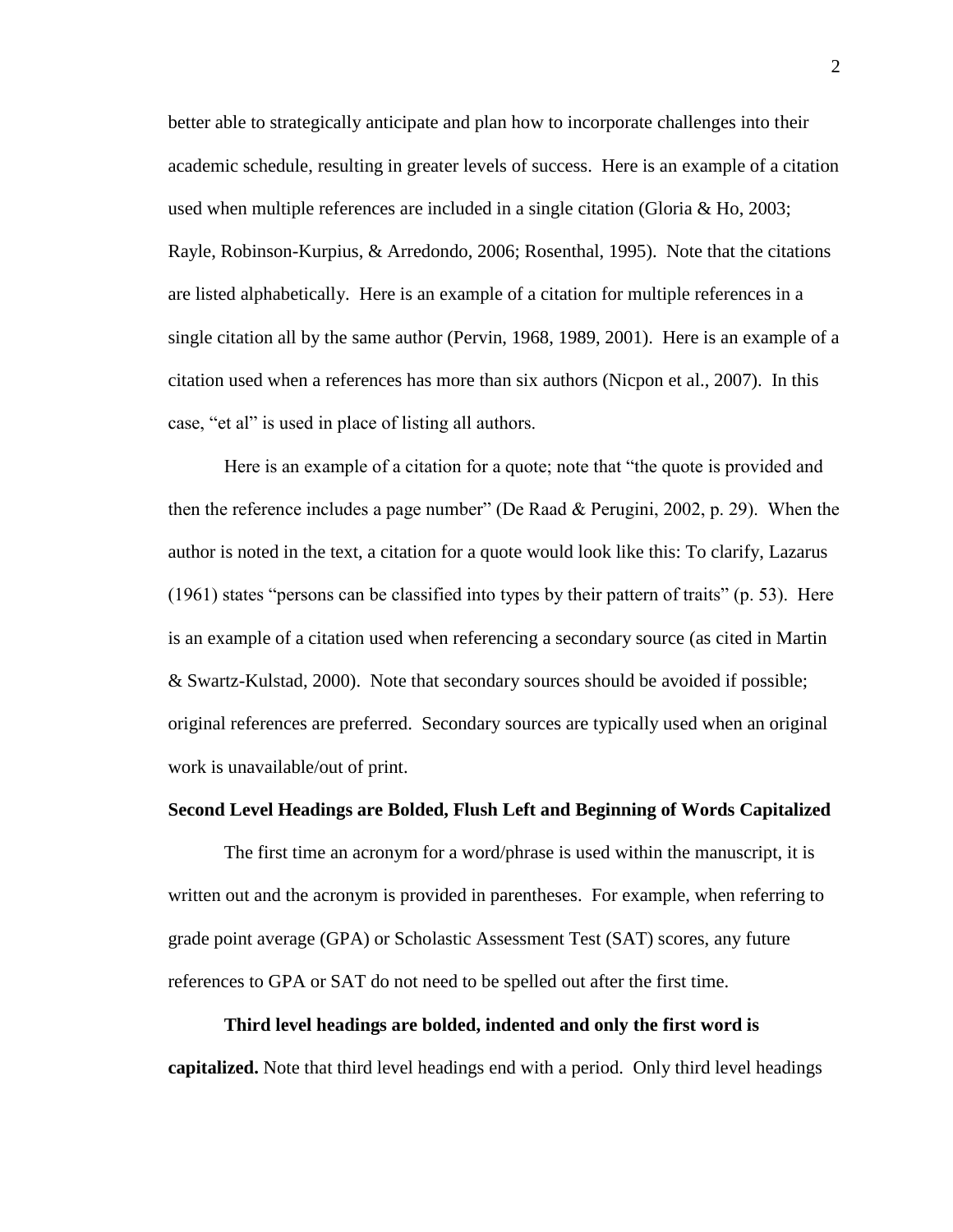better able to strategically anticipate and plan how to incorporate challenges into their academic schedule, resulting in greater levels of success. Here is an example of a citation used when multiple references are included in a single citation (Gloria & Ho, 2003; Rayle, Robinson-Kurpius, & Arredondo, 2006; Rosenthal, 1995). Note that the citations are listed alphabetically. Here is an example of a citation for multiple references in a single citation all by the same author (Pervin, 1968, 1989, 2001). Here is an example of a citation used when a references has more than six authors (Nicpon et al., 2007). In this case, "et al" is used in place of listing all authors.

Here is an example of a citation for a quote; note that "the quote is provided and then the reference includes a page number" (De Raad & Perugini, 2002, p. 29). When the author is noted in the text, a citation for a quote would look like this: To clarify, Lazarus (1961) states "persons can be classified into types by their pattern of traits" (p. 53). Here is an example of a citation used when referencing a secondary source (as cited in Martin & Swartz-Kulstad, 2000). Note that secondary sources should be avoided if possible; original references are preferred. Secondary sources are typically used when an original work is unavailable/out of print.

## Second Level Headings are Bolded, Flush Left and Beginning of Words Capitalized

The first time an acronym for a word/phrase is used within the manuscript, it is written out and the acronym is provided in parentheses. For example, when referring to grade point average (GPA) or Scholastic Assessment Test (SAT) scores, any future references to GPA or SAT do not need to be spelled out after the first time.

**Third level headings are bolded, indented and only the first word is capitalized.** Note that third level headings end with a period. Only third level headings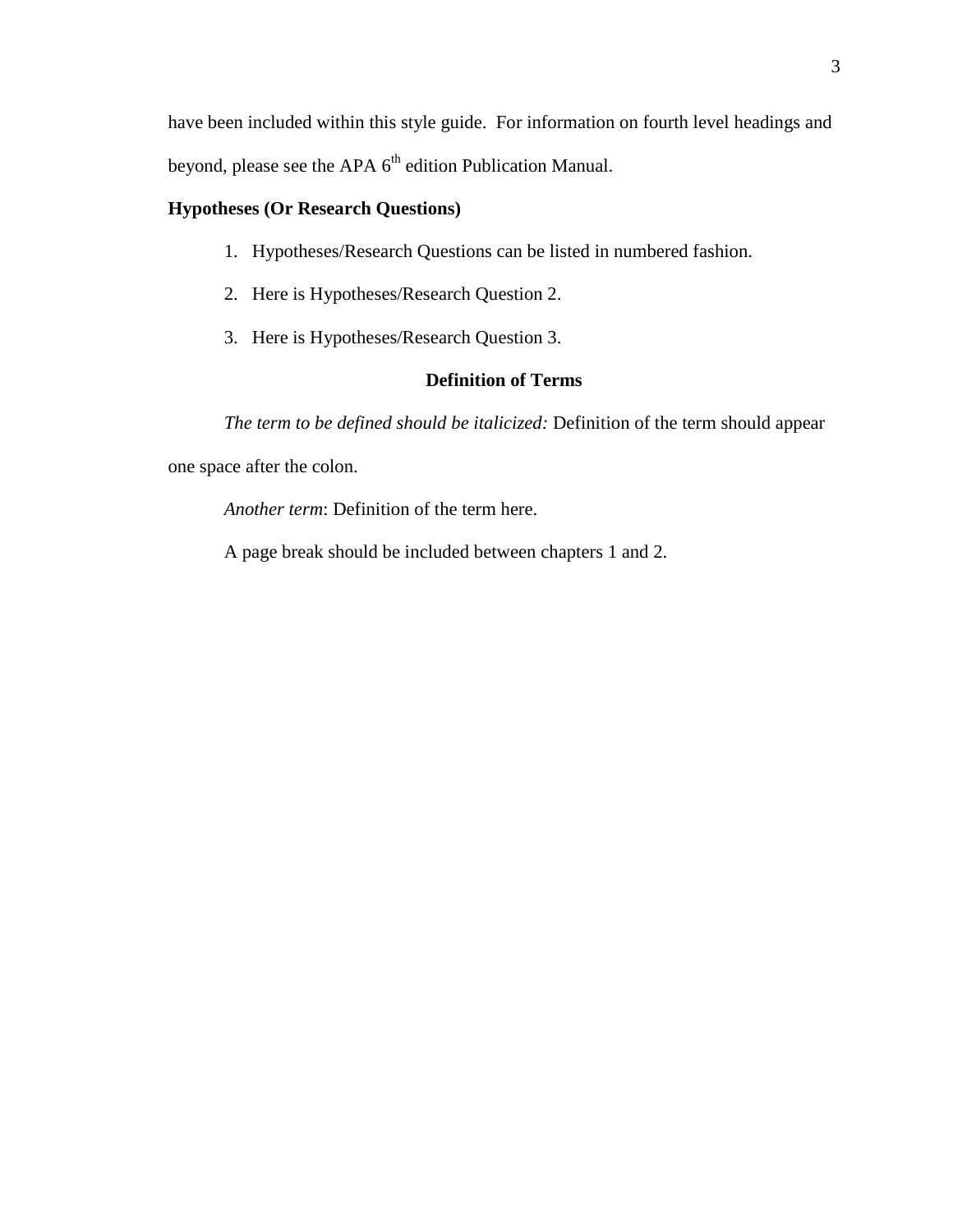have been included within this style guide. For information on fourth level headings and beyond, please see the APA 6th edition Publication Manual.

### Hypotheses (Or Research Questions)

1. Hypotheses/Research Questions can be listed in numbered fashion.
2. Here is Hypotheses/Research Question 2.
3. Here is Hypotheses/Research Question 3.

## Definition of Terms

*The term to be defined should be italicized:* Definition of the term should appear one space after the colon.

*Another term*: Definition of the term here.

A page break should be included between chapters 1 and 2.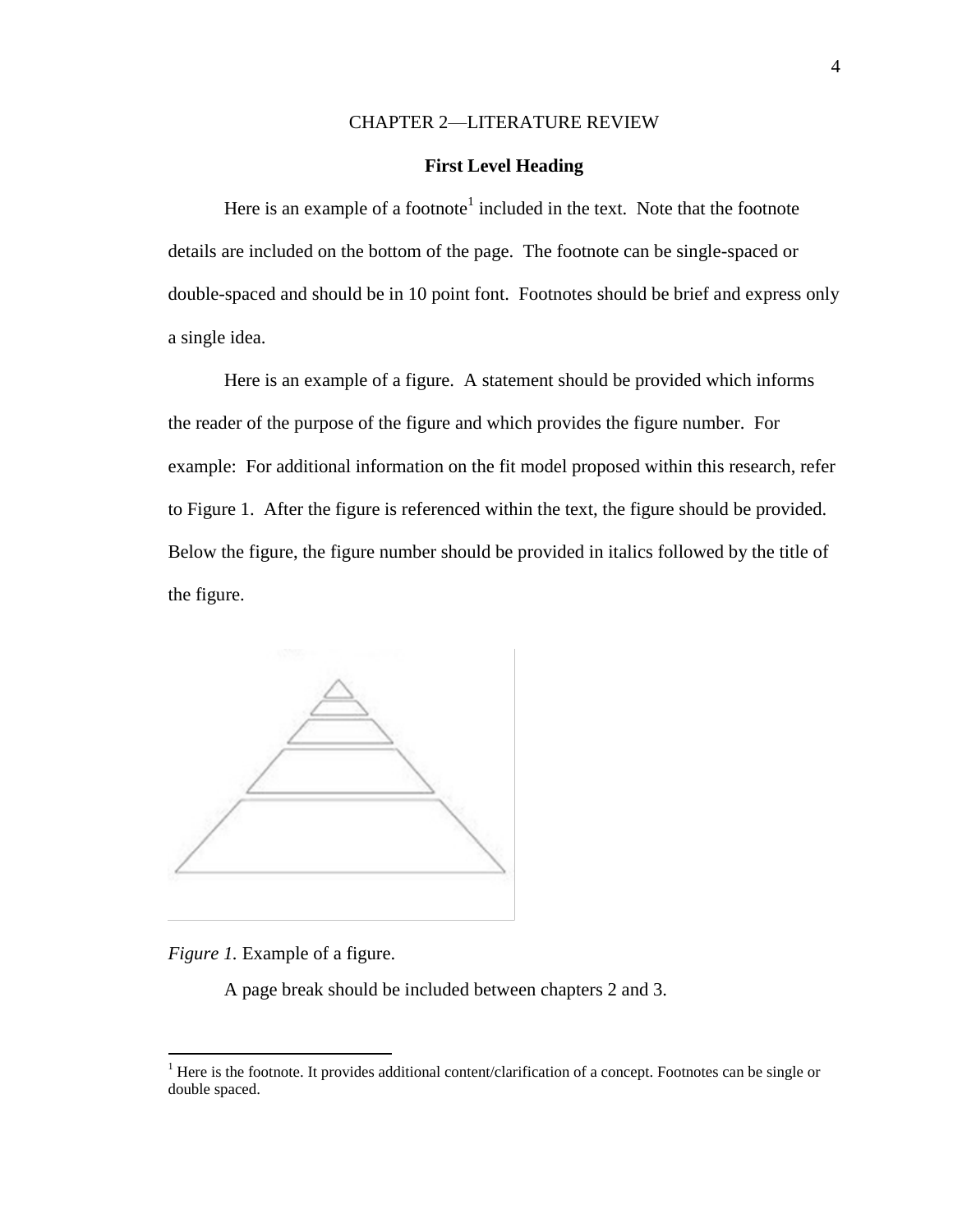# CHAPTER 2—LITERATURE REVIEW

## First Level Heading

Here is an example of a footnote[1] included in the text. Note that the footnote details are included on the bottom of the page. The footnote can be single-spaced or double-spaced and should be in 10 point font. Footnotes should be brief and express only a single idea.

Here is an example of a figure. A statement should be provided which informs the reader of the purpose of the figure and which provides the figure number. For example: For additional information on the fit model proposed within this research, refer to Figure 1. After the figure is referenced within the text, the figure should be provided. Below the figure, the figure number should be provided in italics followed by the title of the figure.

*Figure 1.* Example of a figure.

A page break should be included between chapters 2 and 3.

---

[1] Here is the footnote. It provides additional content/clarification of a concept. Footnotes can be single or double spaced.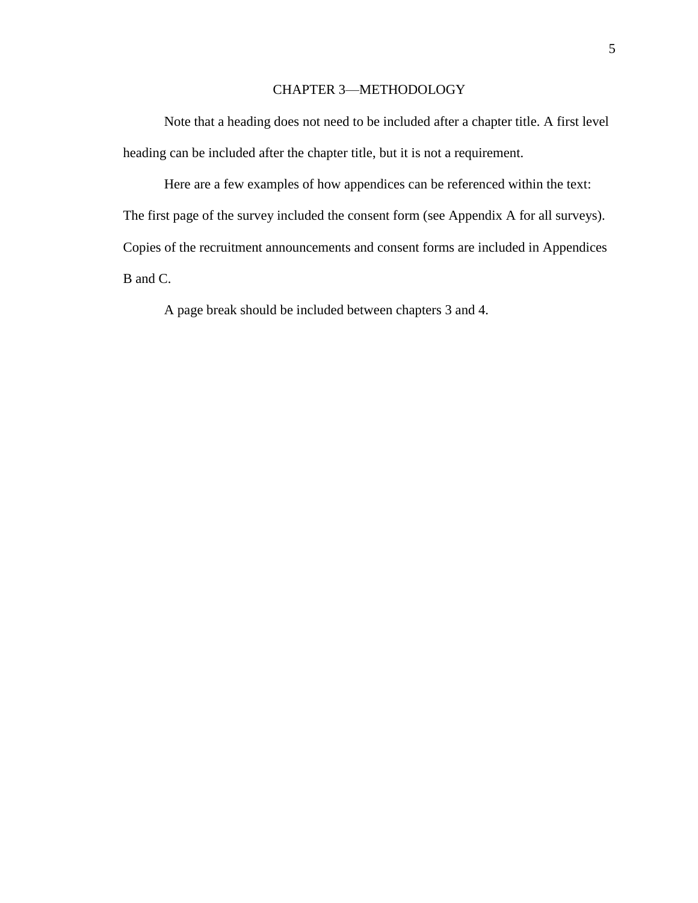# CHAPTER 3—METHODOLOGY

Note that a heading does not need to be included after a chapter title. A first level heading can be included after the chapter title, but it is not a requirement.

Here are a few examples of how appendices can be referenced within the text: The first page of the survey included the consent form (see Appendix A for all surveys). Copies of the recruitment announcements and consent forms are included in Appendices B and C.

A page break should be included between chapters 3 and 4.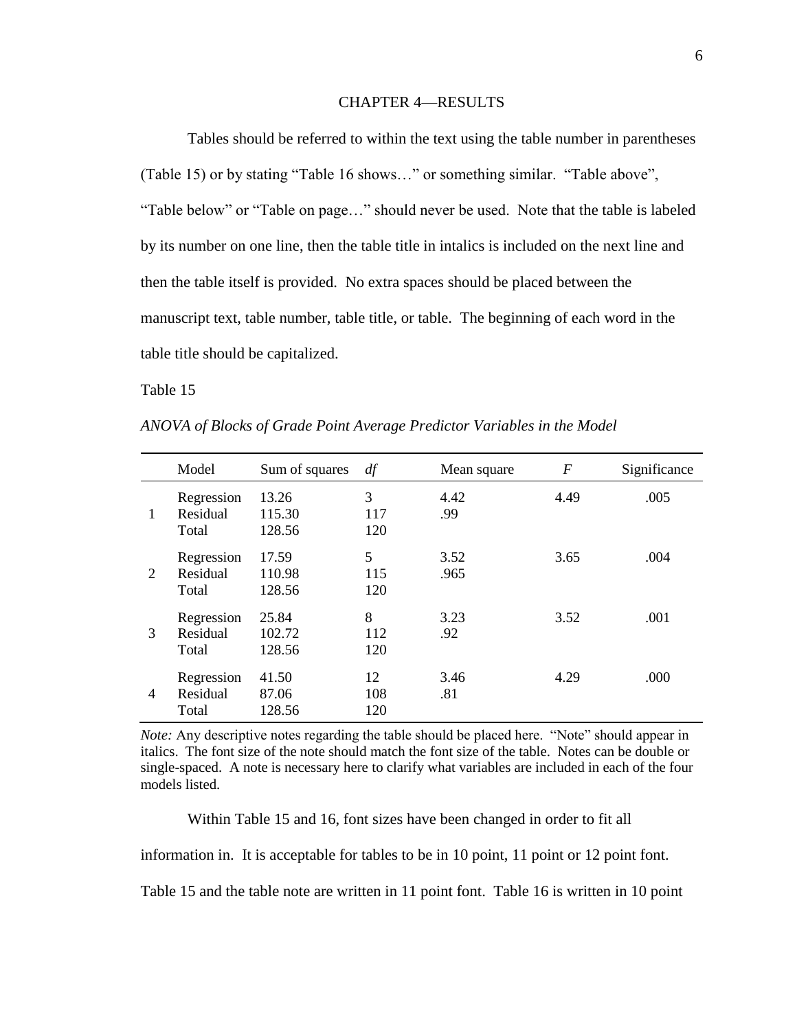# CHAPTER 4—RESULTS

Tables should be referred to within the text using the table number in parentheses (Table 15) or by stating "Table 16 shows…" or something similar. "Table above", "Table below" or "Table on page…" should never be used. Note that the table is labeled by its number on one line, then the table title in intalics is included on the next line and then the table itself is provided. No extra spaces should be placed between the manuscript text, table number, table title, or table. The beginning of each word in the table title should be capitalized.

Table 15

*ANOVA of Blocks of Grade Point Average Predictor Variables in the Model*

| | Model | Sum of squares | *df* | Mean square | *F* | Significance |
|---|---|---|---|---|---|---|
| 1 | Regression | 13.26 | 3 | 4.42 | 4.49 | .005 |
| | Residual | 115.30 | 117 | .99 | | |
| | Total | 128.56 | 120 | | | |
| 2 | Regression | 17.59 | 5 | 3.52 | 3.65 | .004 |
| | Residual | 110.98 | 115 | .965 | | |
| | Total | 128.56 | 120 | | | |
| 3 | Regression | 25.84 | 8 | 3.23 | 3.52 | .001 |
| | Residual | 102.72 | 112 | .92 | | |
| | Total | 128.56 | 120 | | | |
| 4 | Regression | 41.50 | 12 | 3.46 | 4.29 | .000 |
| | Residual | 87.06 | 108 | .81 | | |
| | Total | 128.56 | 120 | | | |

*Note:* Any descriptive notes regarding the table should be placed here. "Note" should appear in italics. The font size of the note should match the font size of the table. Notes can be double or single-spaced. A note is necessary here to clarify what variables are included in each of the four models listed.

Within Table 15 and 16, font sizes have been changed in order to fit all information in. It is acceptable for tables to be in 10 point, 11 point or 12 point font. Table 15 and the table note are written in 11 point font. Table 16 is written in 10 point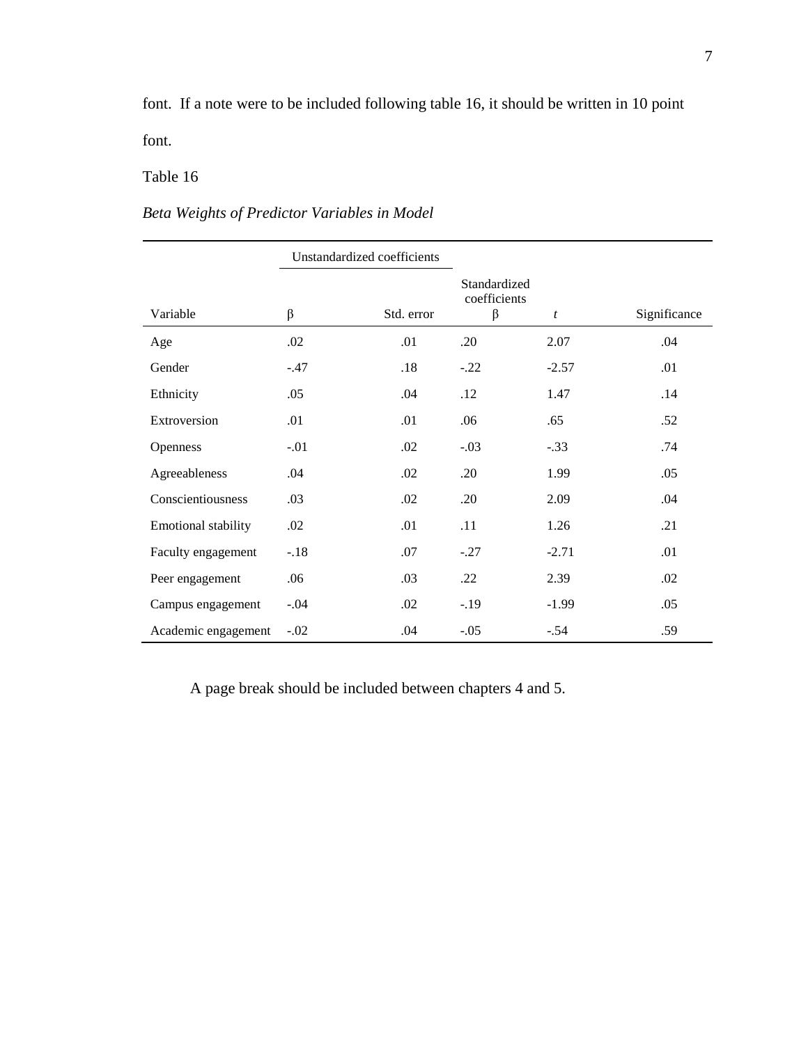font. If a note were to be included following table 16, it should be written in 10 point font.

Table 16

*Beta Weights of Predictor Variables in Model*

| | Unstandardized coefficients | | Standardized coefficients | | |
|---|---|---|---|---|---|
| Variable | β | Std. error | β | *t* | Significance |
| Age | .02 | .01 | .20 | 2.07 | .04 |
| Gender | -.47 | .18 | -.22 | -2.57 | .01 |
| Ethnicity | .05 | .04 | .12 | 1.47 | .14 |
| Extroversion | .01 | .01 | .06 | .65 | .52 |
| Openness | -.01 | .02 | -.03 | -.33 | .74 |
| Agreeableness | .04 | .02 | .20 | 1.99 | .05 |
| Conscientiousness | .03 | .02 | .20 | 2.09 | .04 |
| Emotional stability | .02 | .01 | .11 | 1.26 | .21 |
| Faculty engagement | -.18 | .07 | -.27 | -2.71 | .01 |
| Peer engagement | .06 | .03 | .22 | 2.39 | .02 |
| Campus engagement | -.04 | .02 | -.19 | -1.99 | .05 |
| Academic engagement | -.02 | .04 | -.05 | -.54 | .59 |

A page break should be included between chapters 4 and 5.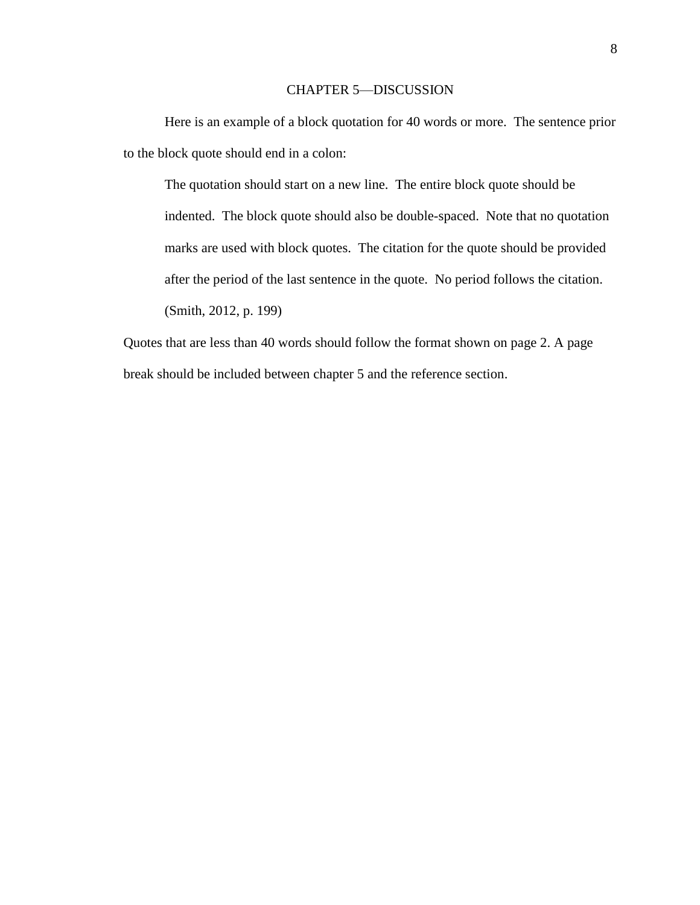# CHAPTER 5—DISCUSSION

Here is an example of a block quotation for 40 words or more. The sentence prior to the block quote should end in a colon:

> The quotation should start on a new line. The entire block quote should be indented. The block quote should also be double-spaced. Note that no quotation marks are used with block quotes. The citation for the quote should be provided after the period of the last sentence in the quote. No period follows the citation. (Smith, 2012, p. 199)

Quotes that are less than 40 words should follow the format shown on page 2. A page break should be included between chapter 5 and the reference section.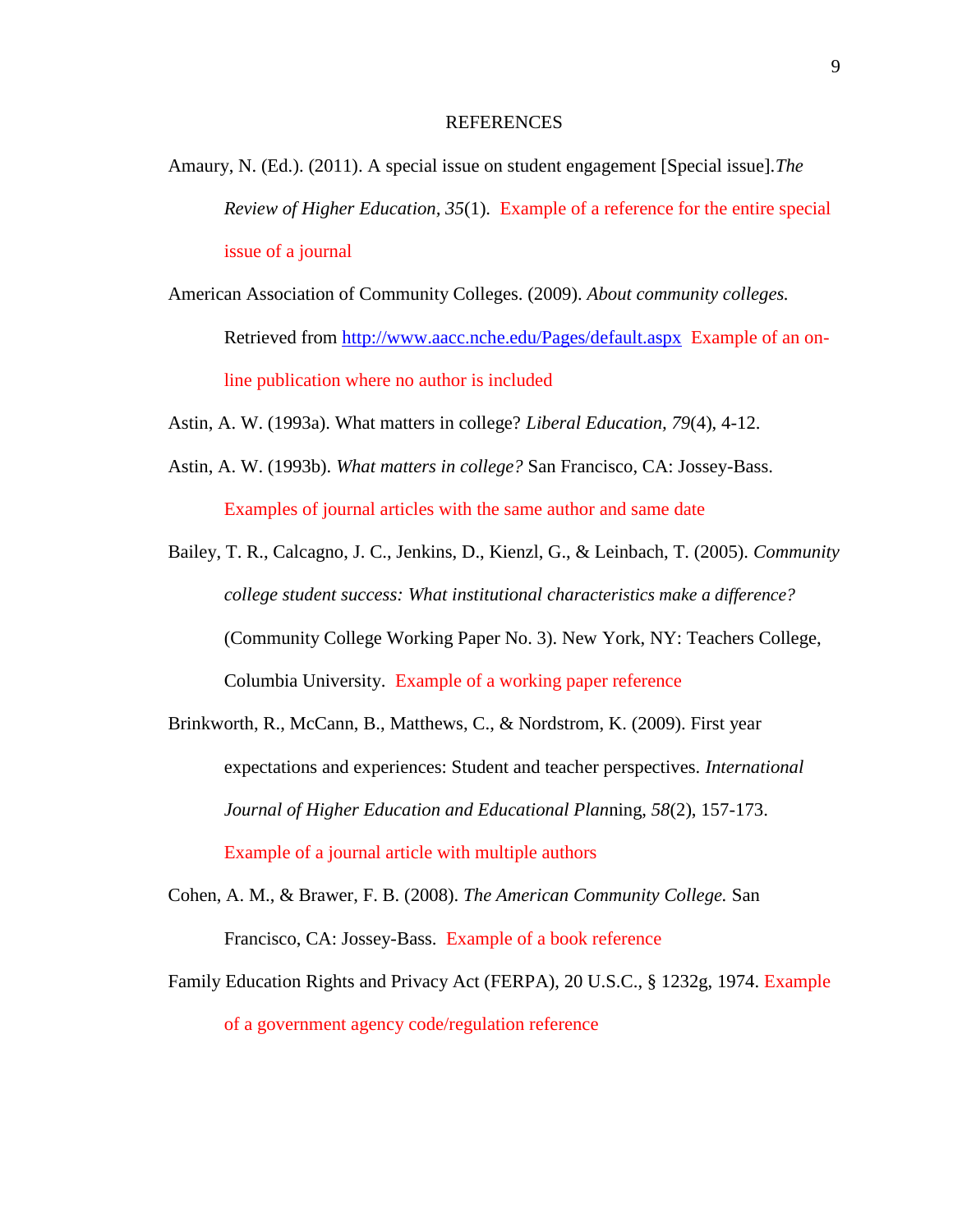# REFERENCES

Amaury, N. (Ed.). (2011). A special issue on student engagement [Special issue].*The Review of Higher Education, 35*(1). Example of a reference for the entire special issue of a journal

American Association of Community Colleges. (2009). *About community colleges.* Retrieved from http://www.aacc.nche.edu/Pages/default.aspx Example of an on-line publication where no author is included

Astin, A. W. (1993a). What matters in college? *Liberal Education, 79*(4), 4-12.

Astin, A. W. (1993b). *What matters in college?* San Francisco, CA: Jossey-Bass. Examples of journal articles with the same author and same date

Bailey, T. R., Calcagno, J. C., Jenkins, D., Kienzl, G., & Leinbach, T. (2005). *Community college student success: What institutional characteristics make a difference?* (Community College Working Paper No. 3). New York, NY: Teachers College, Columbia University. Example of a working paper reference

Brinkworth, R., McCann, B., Matthews, C., & Nordstrom, K. (2009). First year expectations and experiences: Student and teacher perspectives. *International Journal of Higher Education and Educational Planning, 58*(2), 157-173. Example of a journal article with multiple authors

Cohen, A. M., & Brawer, F. B. (2008). *The American Community College.* San Francisco, CA: Jossey-Bass. Example of a book reference

Family Education Rights and Privacy Act (FERPA), 20 U.S.C., § 1232g, 1974. Example of a government agency code/regulation reference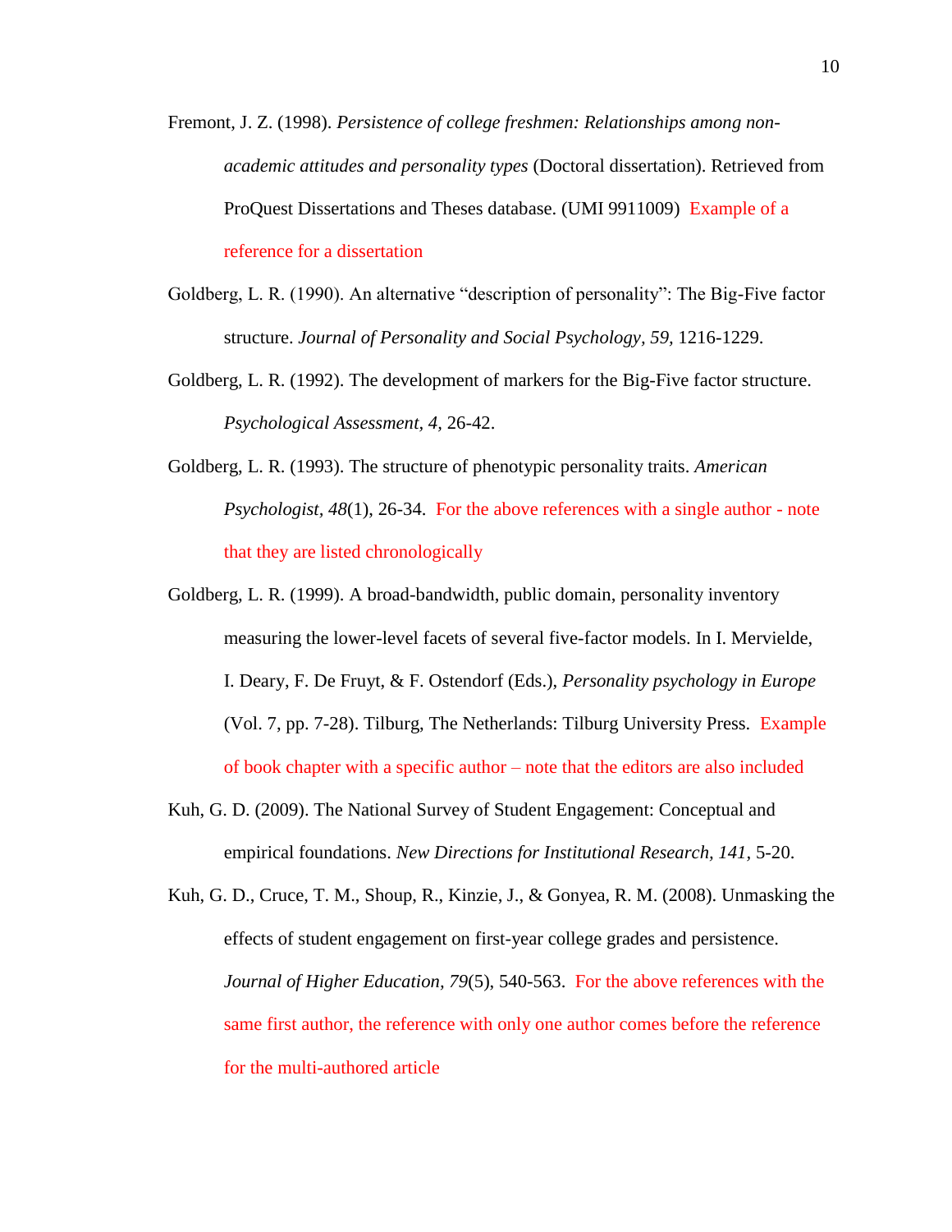Fremont, J. Z. (1998). *Persistence of college freshmen: Relationships among non-academic attitudes and personality types* (Doctoral dissertation). Retrieved from ProQuest Dissertations and Theses database. (UMI 9911009) Example of a reference for a dissertation

Goldberg, L. R. (1990). An alternative "description of personality": The Big-Five factor structure. *Journal of Personality and Social Psychology, 59,* 1216-1229.

Goldberg, L. R. (1992). The development of markers for the Big-Five factor structure. *Psychological Assessment, 4,* 26-42.

Goldberg, L. R. (1993). The structure of phenotypic personality traits. *American Psychologist, 48*(1), 26-34. For the above references with a single author - note that they are listed chronologically

Goldberg, L. R. (1999). A broad-bandwidth, public domain, personality inventory measuring the lower-level facets of several five-factor models. In I. Mervielde, I. Deary, F. De Fruyt, & F. Ostendorf (Eds.), *Personality psychology in Europe* (Vol. 7, pp. 7-28). Tilburg, The Netherlands: Tilburg University Press. Example of book chapter with a specific author – note that the editors are also included

Kuh, G. D. (2009). The National Survey of Student Engagement: Conceptual and empirical foundations. *New Directions for Institutional Research, 141*, 5-20.

Kuh, G. D., Cruce, T. M., Shoup, R., Kinzie, J., & Gonyea, R. M. (2008). Unmasking the effects of student engagement on first-year college grades and persistence. *Journal of Higher Education, 79*(5), 540-563. For the above references with the same first author, the reference with only one author comes before the reference for the multi-authored article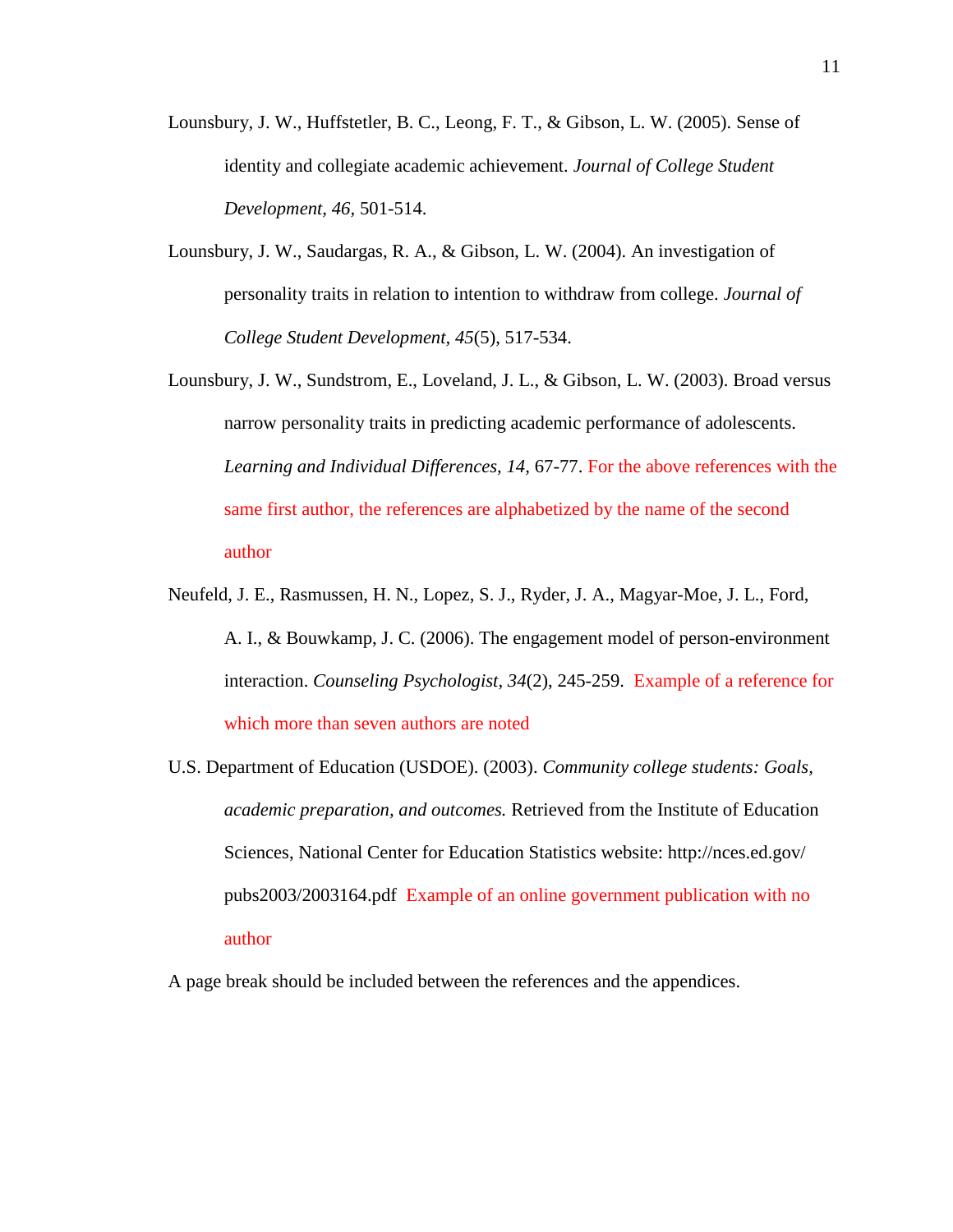Lounsbury, J. W., Huffstetler, B. C., Leong, F. T., & Gibson, L. W. (2005). Sense of identity and collegiate academic achievement. *Journal of College Student Development, 46*, 501-514.

Lounsbury, J. W., Saudargas, R. A., & Gibson, L. W. (2004). An investigation of personality traits in relation to intention to withdraw from college. *Journal of College Student Development, 45*(5), 517-534.

Lounsbury, J. W., Sundstrom, E., Loveland, J. L., & Gibson, L. W. (2003). Broad versus narrow personality traits in predicting academic performance of adolescents. *Learning and Individual Differences, 14*, 67-77. For the above references with the same first author, the references are alphabetized by the name of the second author

Neufeld, J. E., Rasmussen, H. N., Lopez, S. J., Ryder, J. A., Magyar-Moe, J. L., Ford, A. I., & Bouwkamp, J. C. (2006). The engagement model of person-environment interaction. *Counseling Psychologist, 34*(2), 245-259. Example of a reference for which more than seven authors are noted

U.S. Department of Education (USDOE). (2003). *Community college students: Goals, academic preparation, and outcomes.* Retrieved from the Institute of Education Sciences, National Center for Education Statistics website: http://nces.ed.gov/pubs2003/2003164.pdf Example of an online government publication with no author

A page break should be included between the references and the appendices.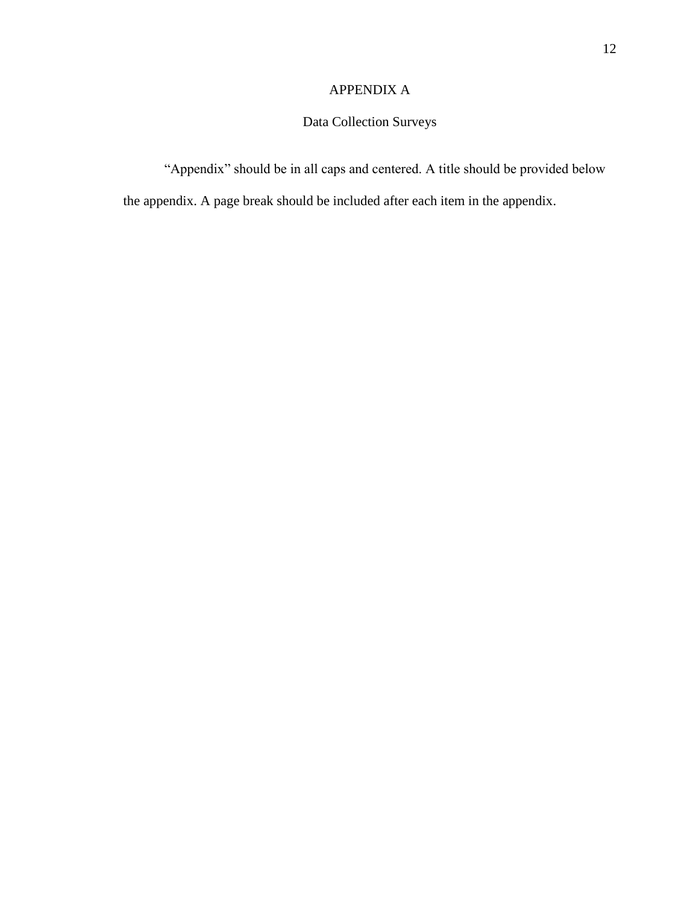# APPENDIX A

## Data Collection Surveys

“Appendix” should be in all caps and centered. A title should be provided below the appendix. A page break should be included after each item in the appendix.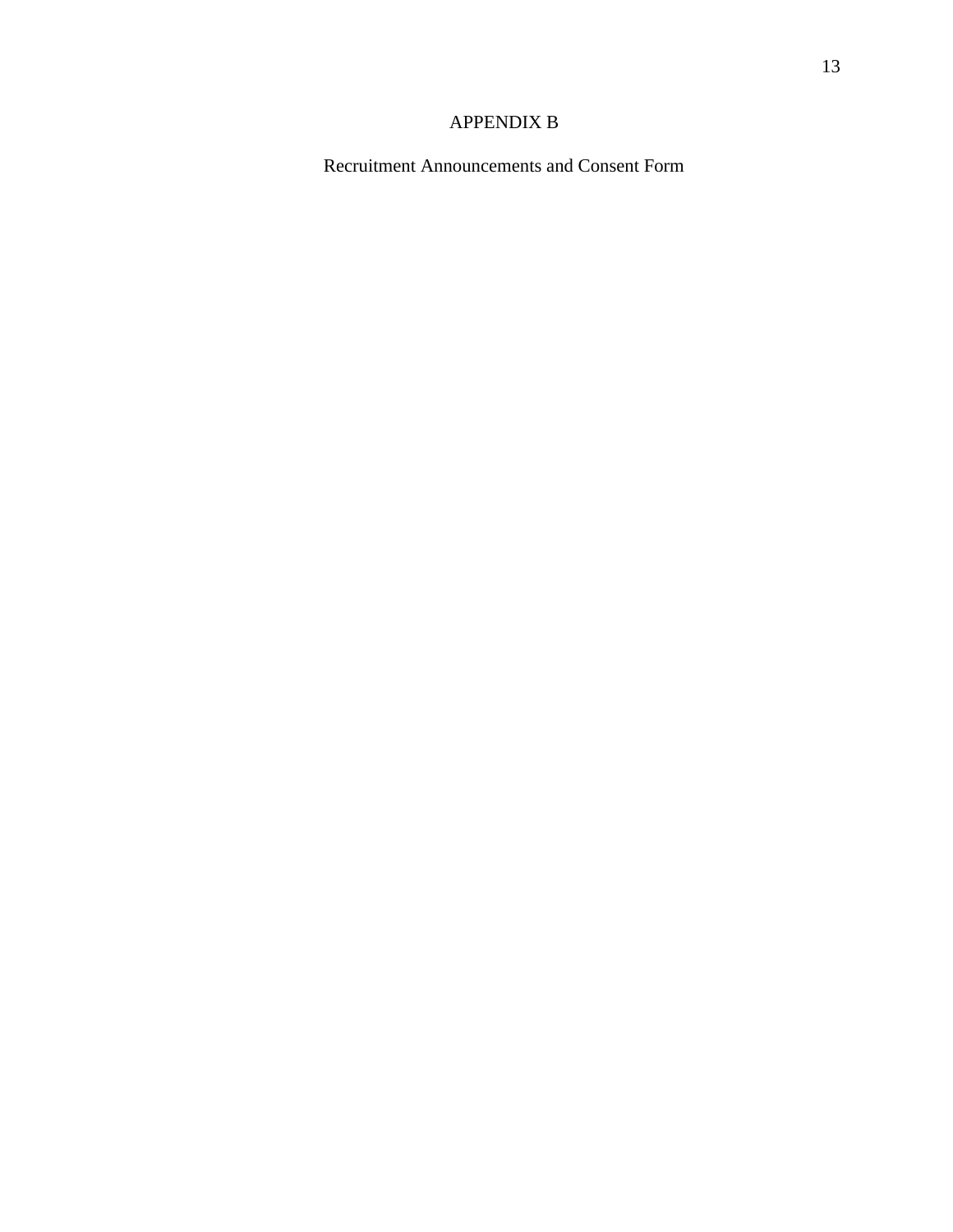# APPENDIX B

## Recruitment Announcements and Consent Form